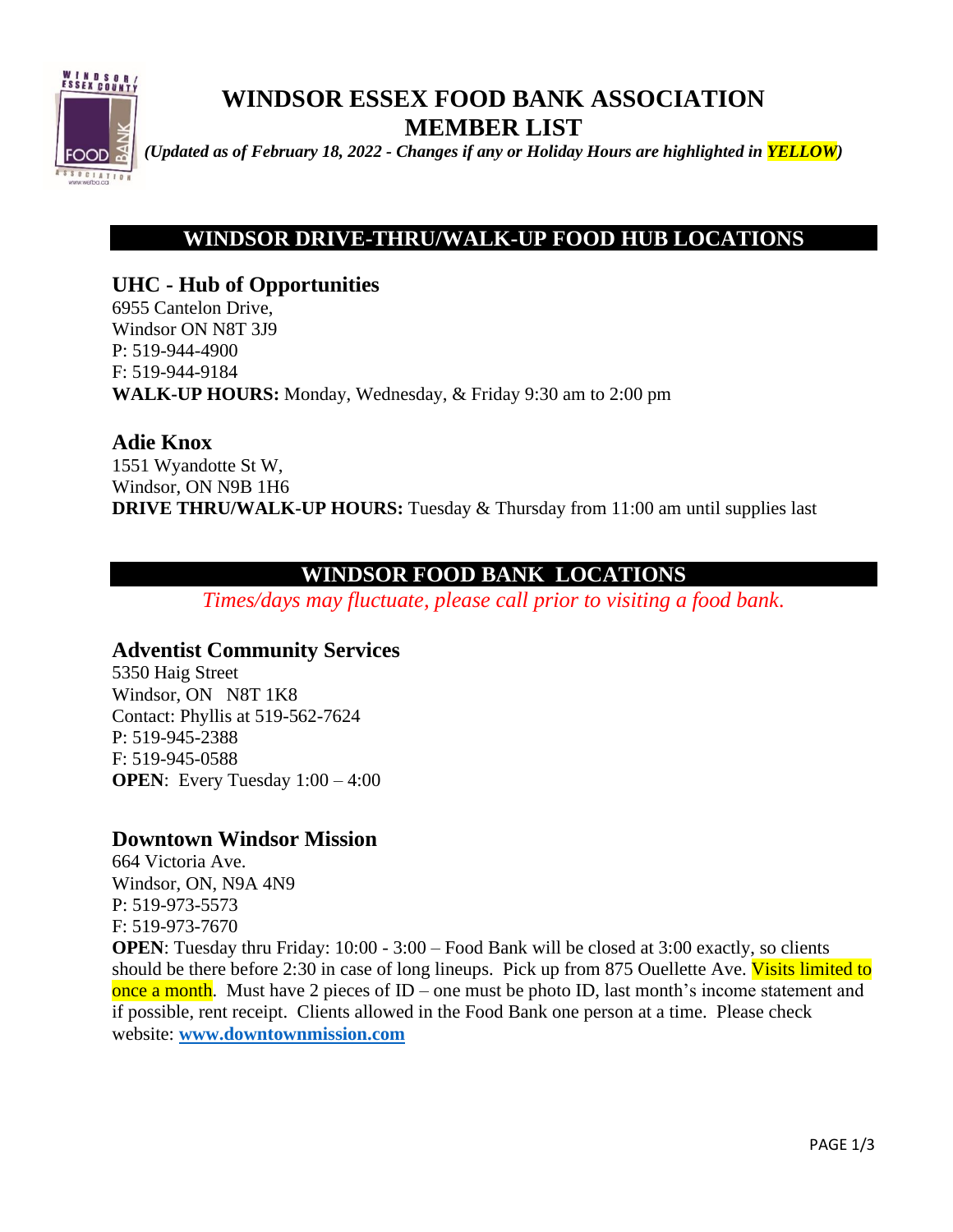# WINDSOR ESSEX FOOD BANK ASSOCIATION MEMBER LIST

***(Updated as of February 18, 2022 - Changes if any or Holiday Hours are highlighted in YELLOW)***

## WINDSOR DRIVE-THRU/WALK-UP FOOD HUB LOCATIONS

### UHC - Hub of Opportunities

6955 Cantelon Drive,
Windsor ON N8T 3J9
P: 519-944-4900
F: 519-944-9184
**WALK-UP HOURS:** Monday, Wednesday, & Friday 9:30 am to 2:00 pm

### Adie Knox

1551 Wyandotte St W,
Windsor, ON N9B 1H6
**DRIVE THRU/WALK-UP HOURS:** Tuesday & Thursday from 11:00 am until supplies last

## WINDSOR FOOD BANK LOCATIONS

*Times/days may fluctuate, please call prior to visiting a food bank.*

### Adventist Community Services

5350 Haig Street
Windsor, ON N8T 1K8
Contact: Phyllis at 519-562-7624
P: 519-945-2388
F: 519-945-0588
**OPEN**: Every Tuesday 1:00 – 4:00

### Downtown Windsor Mission

664 Victoria Ave.
Windsor, ON, N9A 4N9
P: 519-973-5573
F: 519-973-7670
**OPEN**: Tuesday thru Friday: 10:00 - 3:00 – Food Bank will be closed at 3:00 exactly, so clients should be there before 2:30 in case of long lineups. Pick up from 875 Ouellette Ave. Visits limited to once a month. Must have 2 pieces of ID – one must be photo ID, last month's income statement and if possible, rent receipt. Clients allowed in the Food Bank one person at a time. Please check website: **www.downtownmission.com**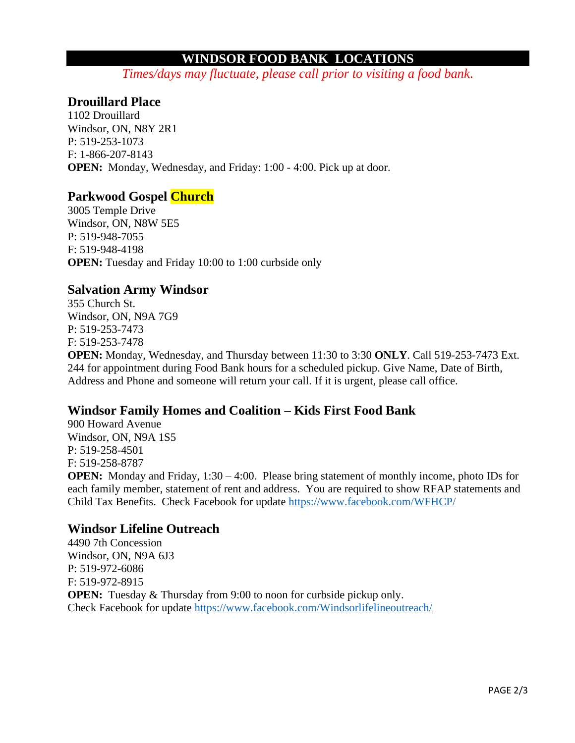# WINDSOR FOOD BANK LOCATIONS

*Times/days may fluctuate, please call prior to visiting a food bank.*

## Drouillard Place

1102 Drouillard
Windsor, ON, N8Y 2R1
P: 519-253-1073
F: 1-866-207-8143
**OPEN:** Monday, Wednesday, and Friday: 1:00 - 4:00. Pick up at door.

## Parkwood Gospel Church

3005 Temple Drive
Windsor, ON, N8W 5E5
P: 519-948-7055
F: 519-948-4198
**OPEN:** Tuesday and Friday 10:00 to 1:00 curbside only

## Salvation Army Windsor

355 Church St.
Windsor, ON, N9A 7G9
P: 519-253-7473
F: 519-253-7478
**OPEN:** Monday, Wednesday, and Thursday between 11:30 to 3:30 **ONLY**. Call 519-253-7473 Ext. 244 for appointment during Food Bank hours for a scheduled pickup. Give Name, Date of Birth, Address and Phone and someone will return your call. If it is urgent, please call office.

## Windsor Family Homes and Coalition – Kids First Food Bank

900 Howard Avenue
Windsor, ON, N9A 1S5
P: 519-258-4501
F: 519-258-8787
**OPEN:** Monday and Friday, 1:30 – 4:00. Please bring statement of monthly income, photo IDs for each family member, statement of rent and address. You are required to show RFAP statements and Child Tax Benefits. Check Facebook for update https://www.facebook.com/WFHCP/

## Windsor Lifeline Outreach

4490 7th Concession
Windsor, ON, N9A 6J3
P: 519-972-6086
F: 519-972-8915
**OPEN:** Tuesday & Thursday from 9:00 to noon for curbside pickup only.
Check Facebook for update https://www.facebook.com/Windsorlifelineoutreach/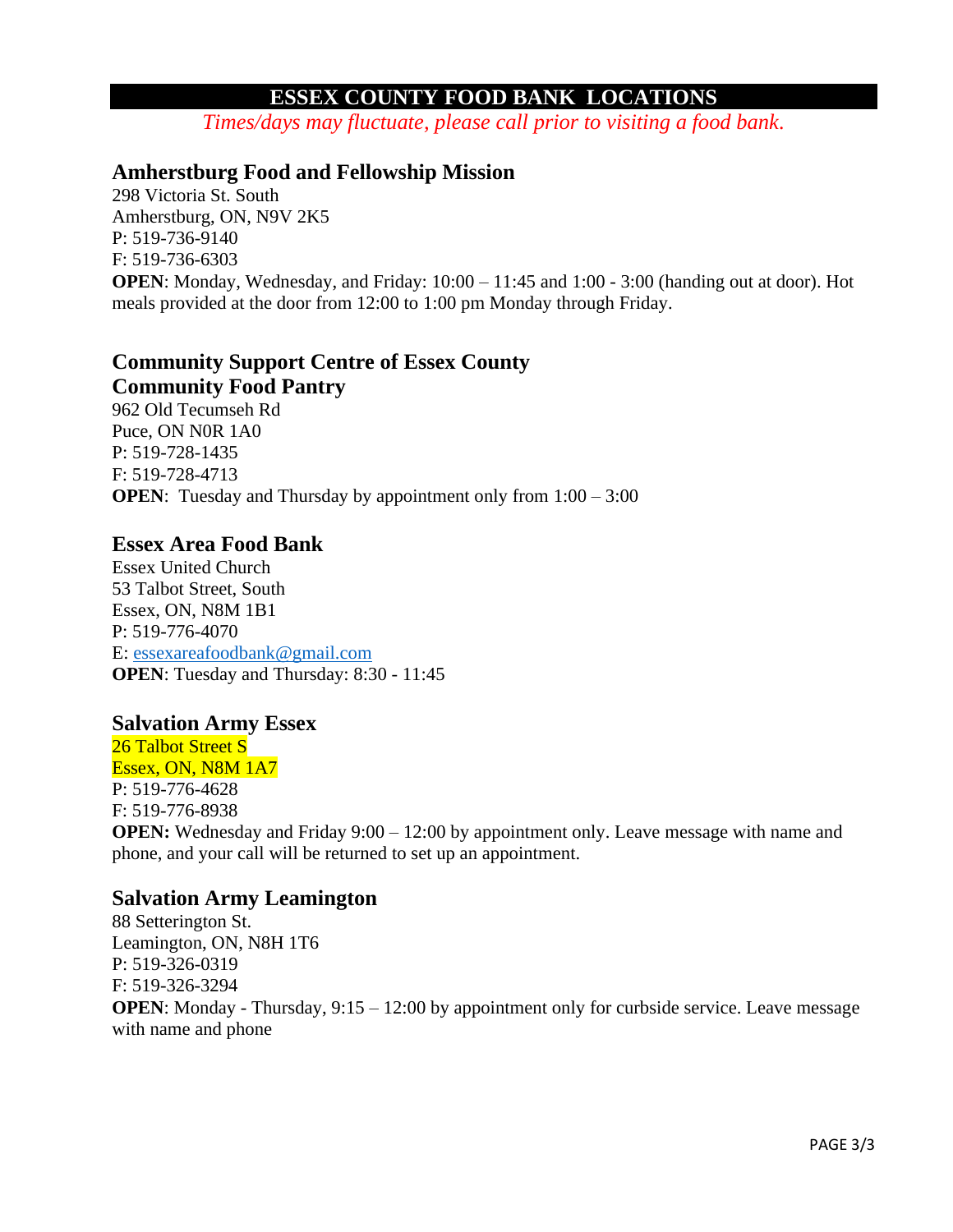# ESSEX COUNTY FOOD BANK LOCATIONS

*Times/days may fluctuate, please call prior to visiting a food bank.*

## Amherstburg Food and Fellowship Mission

298 Victoria St. South
Amherstburg, ON, N9V 2K5
P: 519-736-9140
F: 519-736-6303
**OPEN**: Monday, Wednesday, and Friday: 10:00 – 11:45 and 1:00 - 3:00 (handing out at door). Hot meals provided at the door from 12:00 to 1:00 pm Monday through Friday.

## Community Support Centre of Essex County Community Food Pantry

962 Old Tecumseh Rd
Puce, ON N0R 1A0
P: 519-728-1435
F: 519-728-4713
**OPEN**: Tuesday and Thursday by appointment only from 1:00 – 3:00

## Essex Area Food Bank

Essex United Church
53 Talbot Street, South
Essex, ON, N8M 1B1
P: 519-776-4070
E: essexareafoodbank@gmail.com
**OPEN**: Tuesday and Thursday: 8:30 - 11:45

## Salvation Army Essex

26 Talbot Street S
Essex, ON, N8M 1A7
P: 519-776-4628
F: 519-776-8938
**OPEN:** Wednesday and Friday 9:00 – 12:00 by appointment only. Leave message with name and phone, and your call will be returned to set up an appointment.

## Salvation Army Leamington

88 Setterington St.
Leamington, ON, N8H 1T6
P: 519-326-0319
F: 519-326-3294
**OPEN**: Monday - Thursday, 9:15 – 12:00 by appointment only for curbside service. Leave message with name and phone